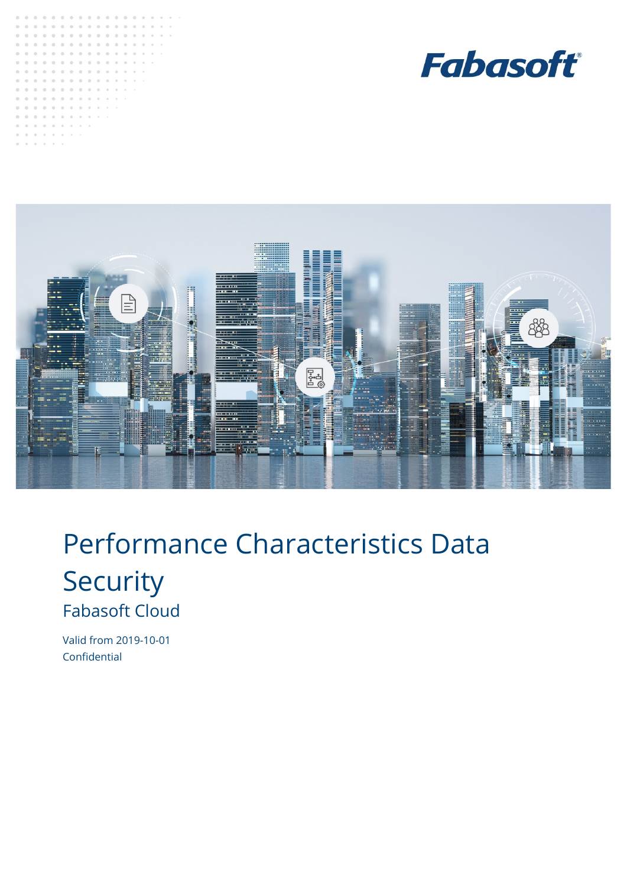Fabasoft

# Performance Characteristics Data Security

## Fabasoft Cloud

Valid from 2019-10-01

Confidential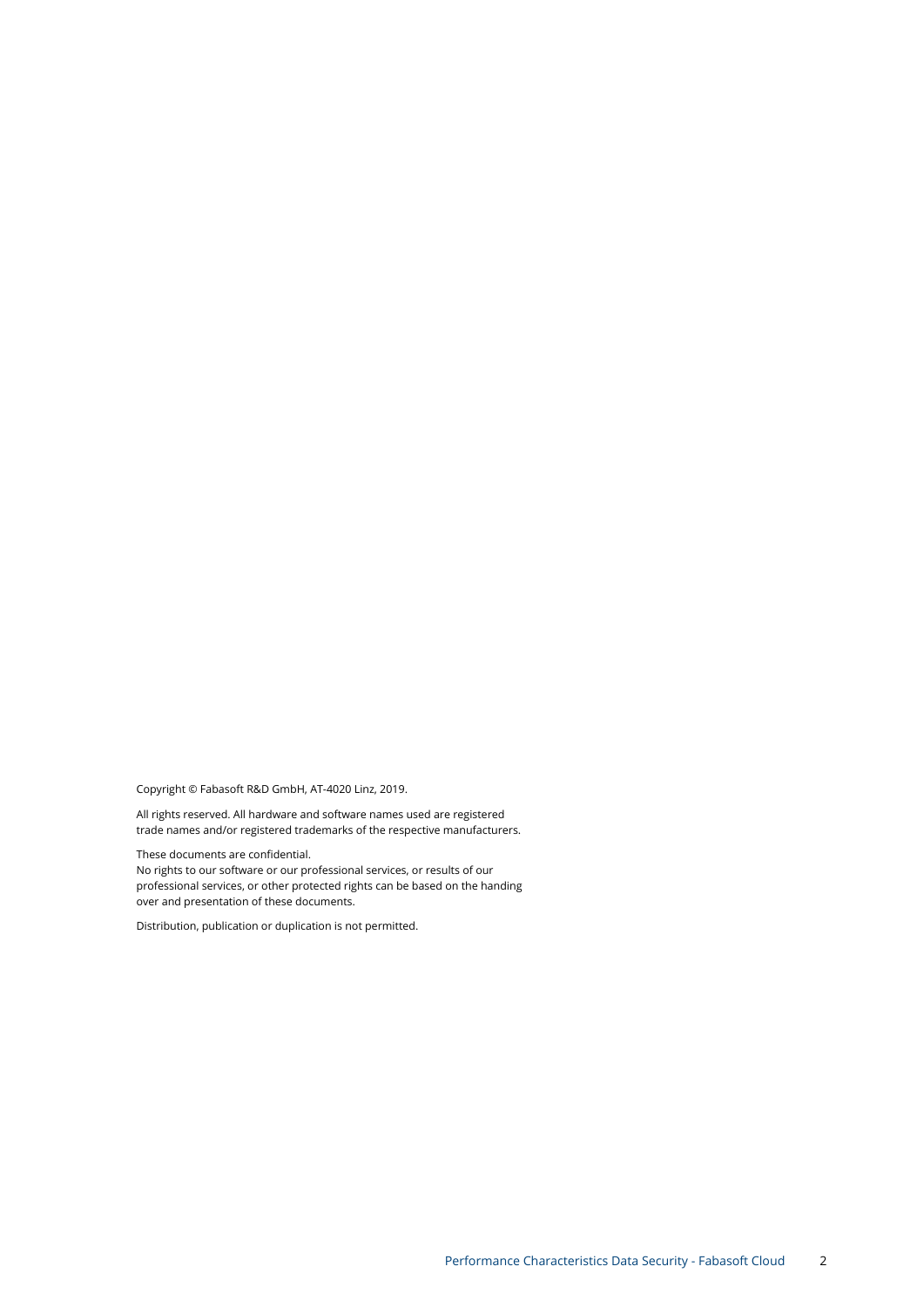Copyright © Fabasoft R&D GmbH, AT-4020 Linz, 2019.

All rights reserved. All hardware and software names used are registered trade names and/or registered trademarks of the respective manufacturers.

These documents are confidential.
No rights to our software or our professional services, or results of our professional services, or other protected rights can be based on the handing over and presentation of these documents.

Distribution, publication or duplication is not permitted.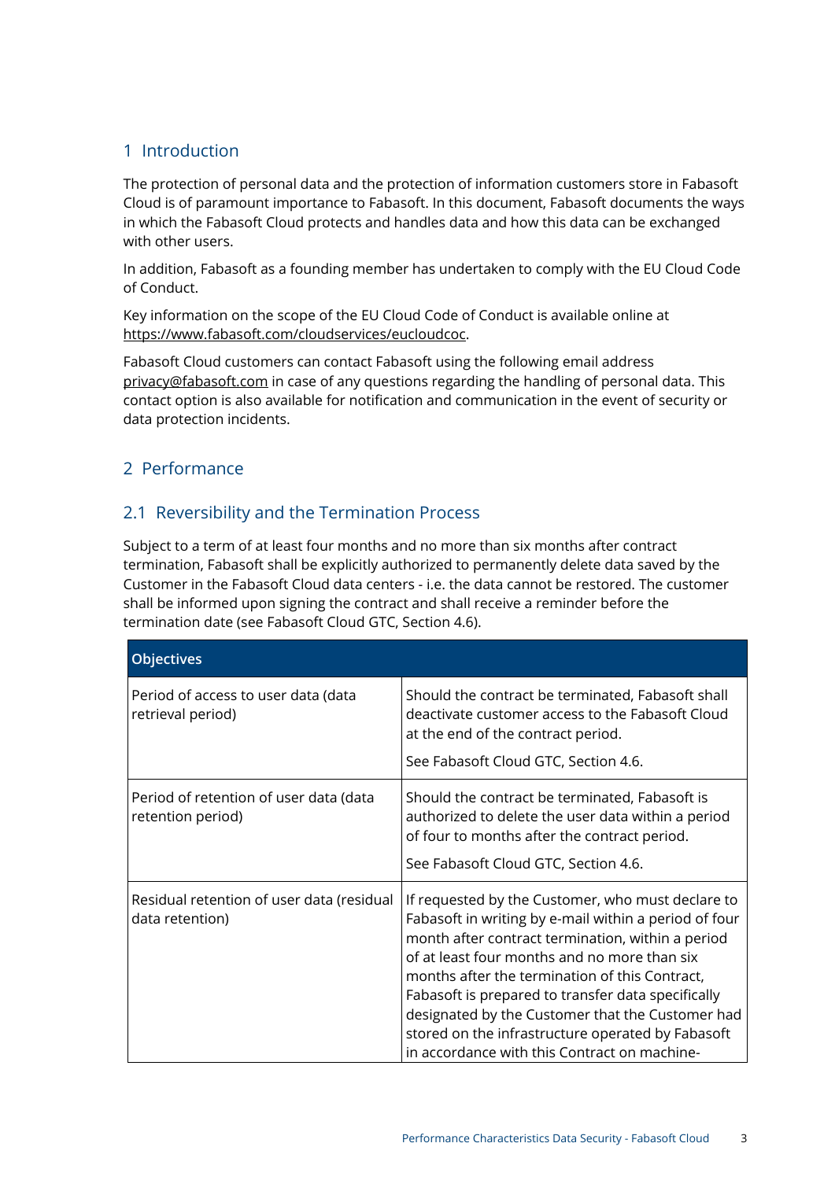# 1 Introduction

The protection of personal data and the protection of information customers store in Fabasoft Cloud is of paramount importance to Fabasoft. In this document, Fabasoft documents the ways in which the Fabasoft Cloud protects and handles data and how this data can be exchanged with other users.

In addition, Fabasoft as a founding member has undertaken to comply with the EU Cloud Code of Conduct.

Key information on the scope of the EU Cloud Code of Conduct is available online at https://www.fabasoft.com/cloudservices/eucloudcoc.

Fabasoft Cloud customers can contact Fabasoft using the following email address privacy@fabasoft.com in case of any questions regarding the handling of personal data. This contact option is also available for notification and communication in the event of security or data protection incidents.

# 2 Performance

## 2.1 Reversibility and the Termination Process

Subject to a term of at least four months and no more than six months after contract termination, Fabasoft shall be explicitly authorized to permanently delete data saved by the Customer in the Fabasoft Cloud data centers - i.e. the data cannot be restored. The customer shall be informed upon signing the contract and shall receive a reminder before the termination date (see Fabasoft Cloud GTC, Section 4.6).

| Objectives | |
|---|---|
| Period of access to user data (data retrieval period) | Should the contract be terminated, Fabasoft shall deactivate customer access to the Fabasoft Cloud at the end of the contract period.<br><br>See Fabasoft Cloud GTC, Section 4.6. |
| Period of retention of user data (data retention period) | Should the contract be terminated, Fabasoft is authorized to delete the user data within a period of four to months after the contract period.<br><br>See Fabasoft Cloud GTC, Section 4.6. |
| Residual retention of user data (residual data retention) | If requested by the Customer, who must declare to Fabasoft in writing by e-mail within a period of four month after contract termination, within a period of at least four months and no more than six months after the termination of this Contract, Fabasoft is prepared to transfer data specifically designated by the Customer that the Customer had stored on the infrastructure operated by Fabasoft in accordance with this Contract on machine- |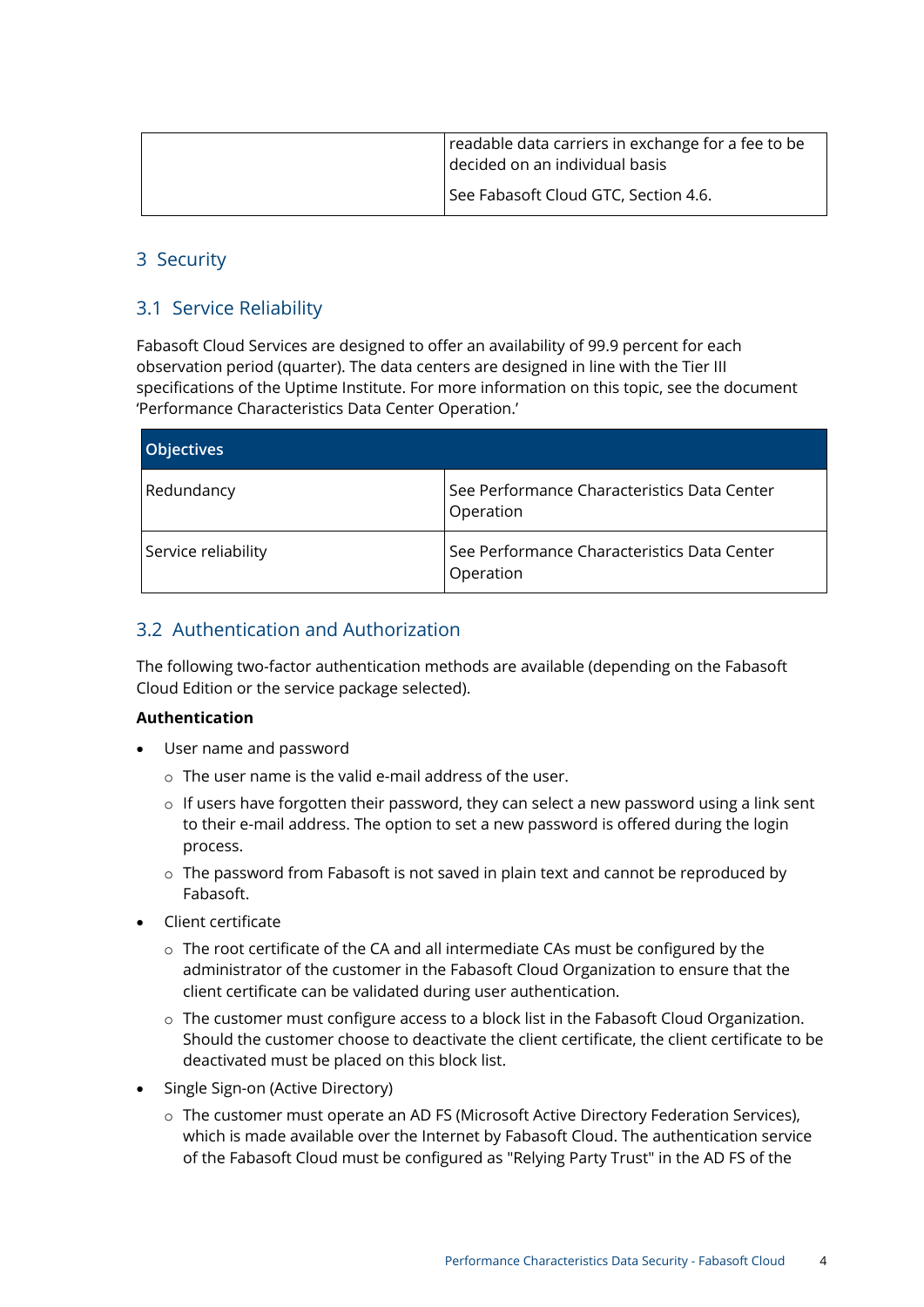|  |  |
|---|---|
|  | readable data carriers in exchange for a fee to be decided on an individual basis<br><br>See Fabasoft Cloud GTC, Section 4.6. |

# 3 Security

## 3.1 Service Reliability

Fabasoft Cloud Services are designed to offer an availability of 99.9 percent for each observation period (quarter). The data centers are designed in line with the Tier III specifications of the Uptime Institute. For more information on this topic, see the document 'Performance Characteristics Data Center Operation.'

| Objectives | |
|---|---|
| Redundancy | See Performance Characteristics Data Center Operation |
| Service reliability | See Performance Characteristics Data Center Operation |

## 3.2 Authentication and Authorization

The following two-factor authentication methods are available (depending on the Fabasoft Cloud Edition or the service package selected).

**Authentication**

- User name and password
  - The user name is the valid e-mail address of the user.
  - If users have forgotten their password, they can select a new password using a link sent to their e-mail address. The option to set a new password is offered during the login process.
  - The password from Fabasoft is not saved in plain text and cannot be reproduced by Fabasoft.
- Client certificate
  - The root certificate of the CA and all intermediate CAs must be configured by the administrator of the customer in the Fabasoft Cloud Organization to ensure that the client certificate can be validated during user authentication.
  - The customer must configure access to a block list in the Fabasoft Cloud Organization. Should the customer choose to deactivate the client certificate, the client certificate to be deactivated must be placed on this block list.
- Single Sign-on (Active Directory)
  - The customer must operate an AD FS (Microsoft Active Directory Federation Services), which is made available over the Internet by Fabasoft Cloud. The authentication service of the Fabasoft Cloud must be configured as "Relying Party Trust" in the AD FS of the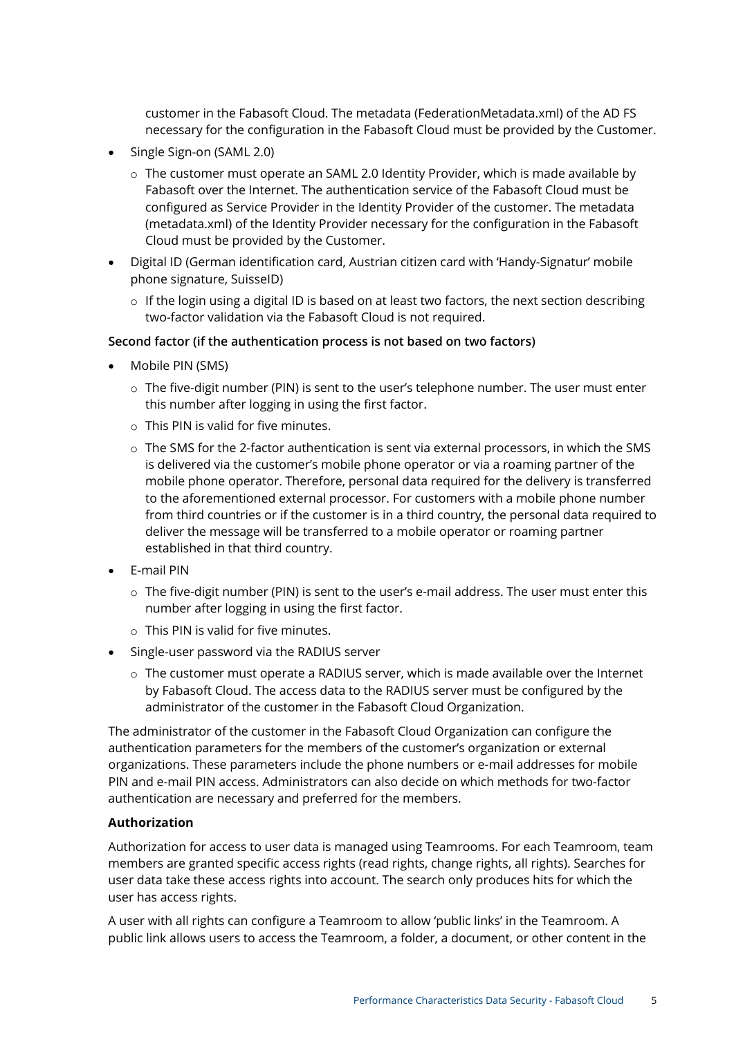customer in the Fabasoft Cloud. The metadata (FederationMetadata.xml) of the AD FS necessary for the configuration in the Fabasoft Cloud must be provided by the Customer.

- Single Sign-on (SAML 2.0)
  - The customer must operate an SAML 2.0 Identity Provider, which is made available by Fabasoft over the Internet. The authentication service of the Fabasoft Cloud must be configured as Service Provider in the Identity Provider of the customer. The metadata (metadata.xml) of the Identity Provider necessary for the configuration in the Fabasoft Cloud must be provided by the Customer.
- Digital ID (German identification card, Austrian citizen card with 'Handy-Signatur' mobile phone signature, SuisseID)
  - If the login using a digital ID is based on at least two factors, the next section describing two-factor validation via the Fabasoft Cloud is not required.

**Second factor (if the authentication process is not based on two factors)**

- Mobile PIN (SMS)
  - The five-digit number (PIN) is sent to the user's telephone number. The user must enter this number after logging in using the first factor.
  - This PIN is valid for five minutes.
  - The SMS for the 2-factor authentication is sent via external processors, in which the SMS is delivered via the customer's mobile phone operator or via a roaming partner of the mobile phone operator. Therefore, personal data required for the delivery is transferred to the aforementioned external processor. For customers with a mobile phone number from third countries or if the customer is in a third country, the personal data required to deliver the message will be transferred to a mobile operator or roaming partner established in that third country.
- E-mail PIN
  - The five-digit number (PIN) is sent to the user's e-mail address. The user must enter this number after logging in using the first factor.
  - This PIN is valid for five minutes.
- Single-user password via the RADIUS server
  - The customer must operate a RADIUS server, which is made available over the Internet by Fabasoft Cloud. The access data to the RADIUS server must be configured by the administrator of the customer in the Fabasoft Cloud Organization.

The administrator of the customer in the Fabasoft Cloud Organization can configure the authentication parameters for the members of the customer's organization or external organizations. These parameters include the phone numbers or e-mail addresses for mobile PIN and e-mail PIN access. Administrators can also decide on which methods for two-factor authentication are necessary and preferred for the members.

**Authorization**

Authorization for access to user data is managed using Teamrooms. For each Teamroom, team members are granted specific access rights (read rights, change rights, all rights). Searches for user data take these access rights into account. The search only produces hits for which the user has access rights.

A user with all rights can configure a Teamroom to allow 'public links' in the Teamroom. A public link allows users to access the Teamroom, a folder, a document, or other content in the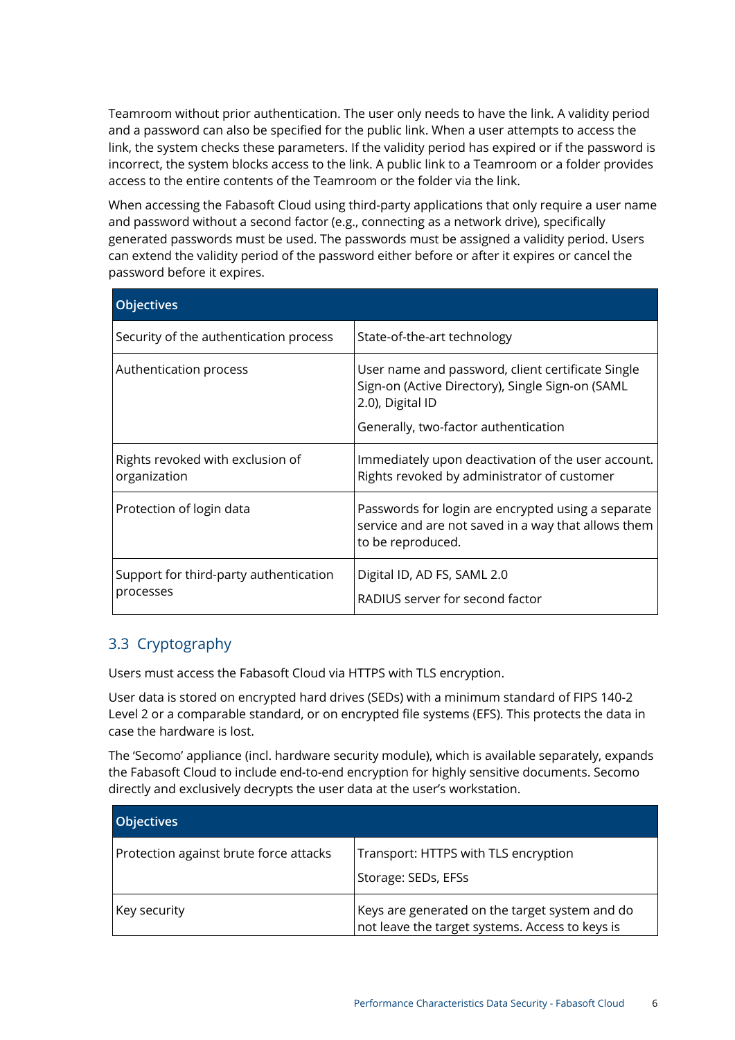Teamroom without prior authentication. The user only needs to have the link. A validity period and a password can also be specified for the public link. When a user attempts to access the link, the system checks these parameters. If the validity period has expired or if the password is incorrect, the system blocks access to the link. A public link to a Teamroom or a folder provides access to the entire contents of the Teamroom or the folder via the link.

When accessing the Fabasoft Cloud using third-party applications that only require a user name and password without a second factor (e.g., connecting as a network drive), specifically generated passwords must be used. The passwords must be assigned a validity period. Users can extend the validity period of the password either before or after it expires or cancel the password before it expires.

| Objectives | |
|---|---|
| Security of the authentication process | State-of-the-art technology |
| Authentication process | User name and password, client certificate Single Sign-on (Active Directory), Single Sign-on (SAML 2.0), Digital ID<br><br>Generally, two-factor authentication |
| Rights revoked with exclusion of organization | Immediately upon deactivation of the user account. Rights revoked by administrator of customer |
| Protection of login data | Passwords for login are encrypted using a separate service and are not saved in a way that allows them to be reproduced. |
| Support for third-party authentication processes | Digital ID, AD FS, SAML 2.0<br><br>RADIUS server for second factor |

## 3.3 Cryptography

Users must access the Fabasoft Cloud via HTTPS with TLS encryption.

User data is stored on encrypted hard drives (SEDs) with a minimum standard of FIPS 140-2 Level 2 or a comparable standard, or on encrypted file systems (EFS). This protects the data in case the hardware is lost.

The 'Secomo' appliance (incl. hardware security module), which is available separately, expands the Fabasoft Cloud to include end-to-end encryption for highly sensitive documents. Secomo directly and exclusively decrypts the user data at the user's workstation.

| Objectives | |
|---|---|
| Protection against brute force attacks | Transport: HTTPS with TLS encryption<br><br>Storage: SEDs, EFSs |
| Key security | Keys are generated on the target system and do not leave the target systems. Access to keys is |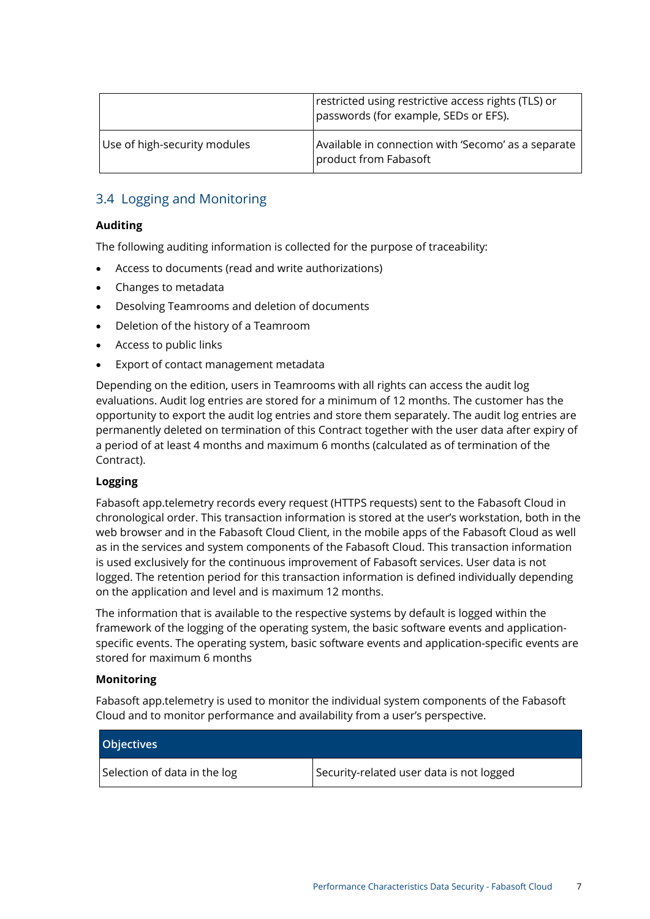|  | restricted using restrictive access rights (TLS) or passwords (for example, SEDs or EFS). |
|---|---|
| Use of high-security modules | Available in connection with 'Secomo' as a separate product from Fabasoft |

## 3.4 Logging and Monitoring

**Auditing**

The following auditing information is collected for the purpose of traceability:

- Access to documents (read and write authorizations)
- Changes to metadata
- Desolving Teamrooms and deletion of documents
- Deletion of the history of a Teamroom
- Access to public links
- Export of contact management metadata

Depending on the edition, users in Teamrooms with all rights can access the audit log evaluations. Audit log entries are stored for a minimum of 12 months. The customer has the opportunity to export the audit log entries and store them separately. The audit log entries are permanently deleted on termination of this Contract together with the user data after expiry of a period of at least 4 months and maximum 6 months (calculated as of termination of the Contract).

**Logging**

Fabasoft app.telemetry records every request (HTTPS requests) sent to the Fabasoft Cloud in chronological order. This transaction information is stored at the user's workstation, both in the web browser and in the Fabasoft Cloud Client, in the mobile apps of the Fabasoft Cloud as well as in the services and system components of the Fabasoft Cloud. This transaction information is used exclusively for the continuous improvement of Fabasoft services. User data is not logged. The retention period for this transaction information is defined individually depending on the application and level and is maximum 12 months.

The information that is available to the respective systems by default is logged within the framework of the logging of the operating system, the basic software events and application-specific events. The operating system, basic software events and application-specific events are stored for maximum 6 months

**Monitoring**

Fabasoft app.telemetry is used to monitor the individual system components of the Fabasoft Cloud and to monitor performance and availability from a user's perspective.

| Objectives |  |
|---|---|
| Selection of data in the log | Security-related user data is not logged |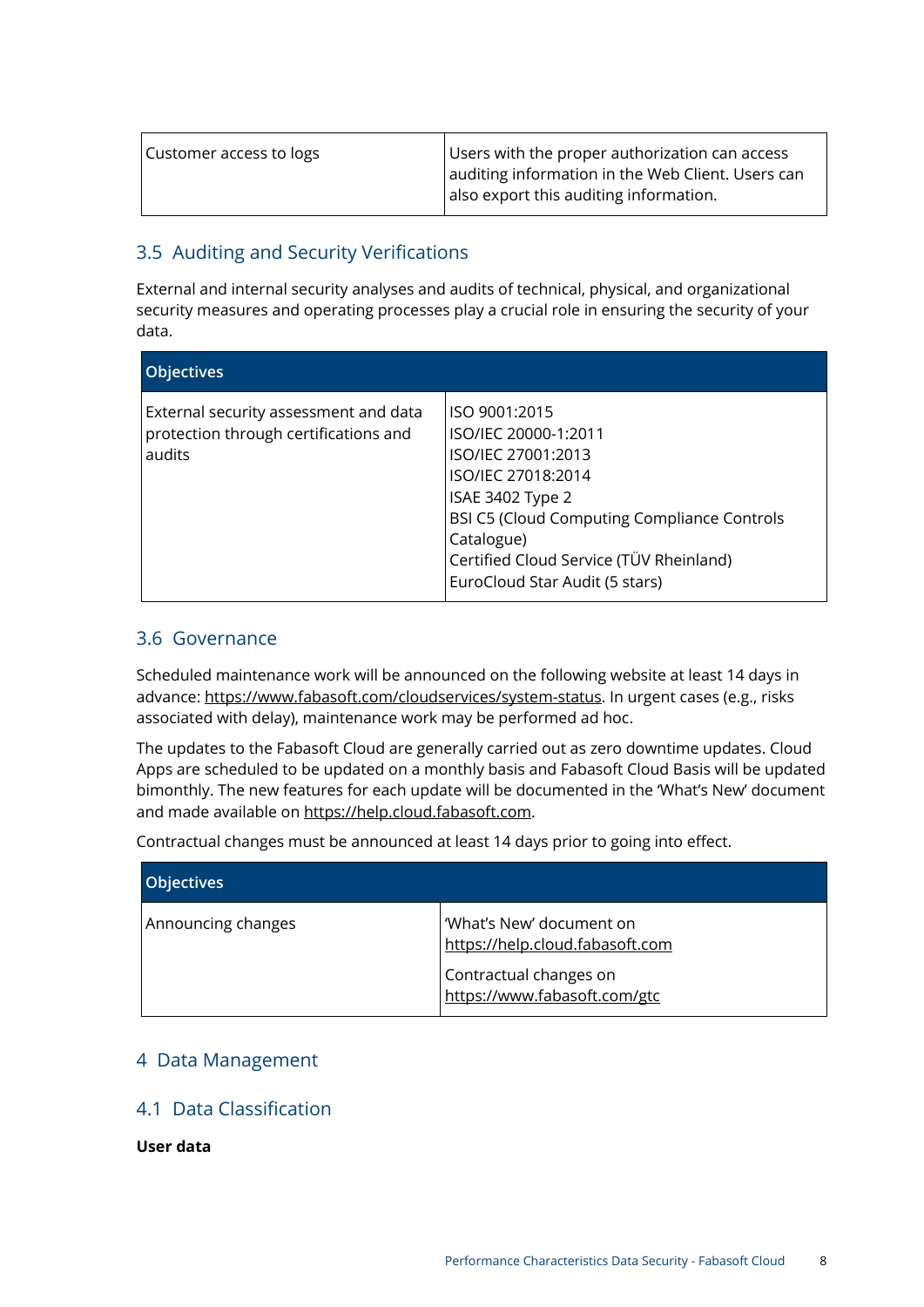| Customer access to logs | Users with the proper authorization can access auditing information in the Web Client. Users can also export this auditing information. |
|---|---|

## 3.5 Auditing and Security Verifications

External and internal security analyses and audits of technical, physical, and organizational security measures and operating processes play a crucial role in ensuring the security of your data.

| Objectives | |
|---|---|
| External security assessment and data protection through certifications and audits | ISO 9001:2015<br>ISO/IEC 20000-1:2011<br>ISO/IEC 27001:2013<br>ISO/IEC 27018:2014<br>ISAE 3402 Type 2<br>BSI C5 (Cloud Computing Compliance Controls Catalogue)<br>Certified Cloud Service (TÜV Rheinland)<br>EuroCloud Star Audit (5 stars) |

## 3.6 Governance

Scheduled maintenance work will be announced on the following website at least 14 days in advance: https://www.fabasoft.com/cloudservices/system-status. In urgent cases (e.g., risks associated with delay), maintenance work may be performed ad hoc.

The updates to the Fabasoft Cloud are generally carried out as zero downtime updates. Cloud Apps are scheduled to be updated on a monthly basis and Fabasoft Cloud Basis will be updated bimonthly. The new features for each update will be documented in the 'What's New' document and made available on https://help.cloud.fabasoft.com.

Contractual changes must be announced at least 14 days prior to going into effect.

| Objectives | |
|---|---|
| Announcing changes | 'What's New' document on https://help.cloud.fabasoft.com<br><br>Contractual changes on https://www.fabasoft.com/gtc |

# 4 Data Management

## 4.1 Data Classification

**User data**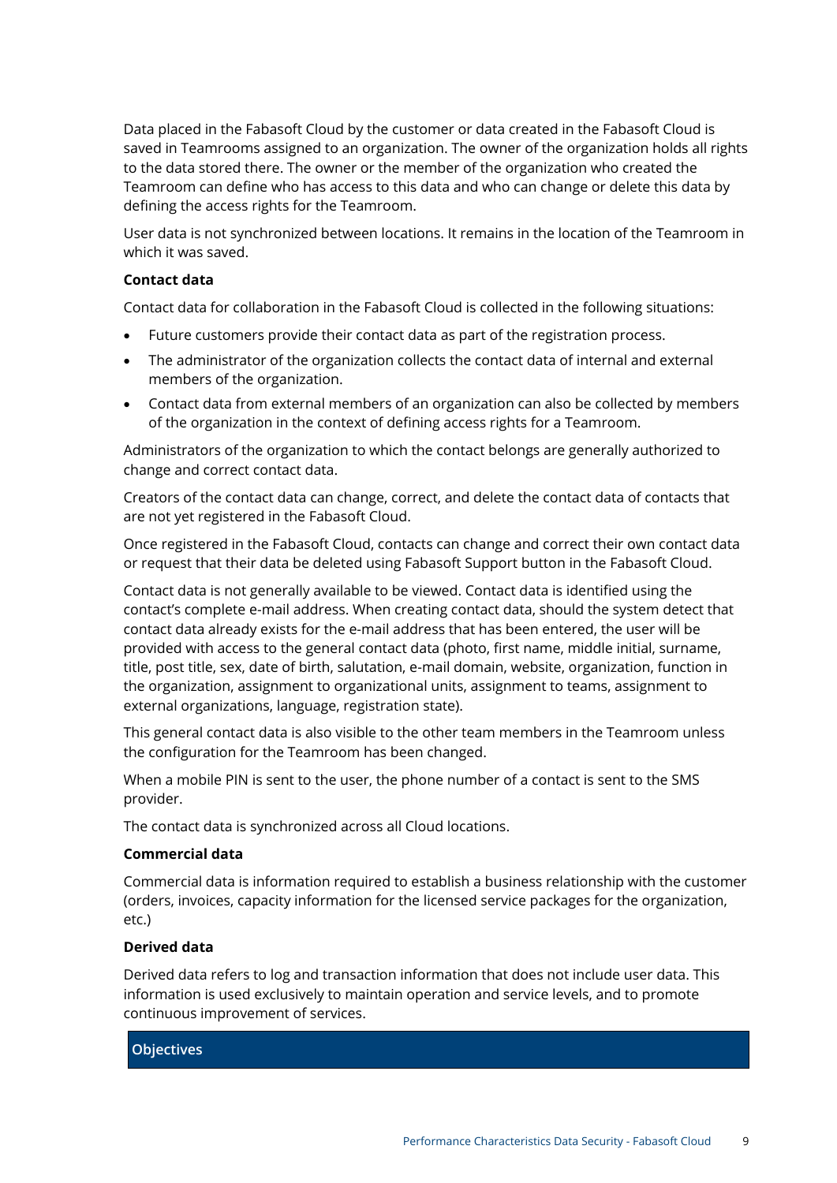Data placed in the Fabasoft Cloud by the customer or data created in the Fabasoft Cloud is saved in Teamrooms assigned to an organization. The owner of the organization holds all rights to the data stored there. The owner or the member of the organization who created the Teamroom can define who has access to this data and who can change or delete this data by defining the access rights for the Teamroom.

User data is not synchronized between locations. It remains in the location of the Teamroom in which it was saved.

**Contact data**

Contact data for collaboration in the Fabasoft Cloud is collected in the following situations:

- Future customers provide their contact data as part of the registration process.
- The administrator of the organization collects the contact data of internal and external members of the organization.
- Contact data from external members of an organization can also be collected by members of the organization in the context of defining access rights for a Teamroom.

Administrators of the organization to which the contact belongs are generally authorized to change and correct contact data.

Creators of the contact data can change, correct, and delete the contact data of contacts that are not yet registered in the Fabasoft Cloud.

Once registered in the Fabasoft Cloud, contacts can change and correct their own contact data or request that their data be deleted using Fabasoft Support button in the Fabasoft Cloud.

Contact data is not generally available to be viewed. Contact data is identified using the contact's complete e-mail address. When creating contact data, should the system detect that contact data already exists for the e-mail address that has been entered, the user will be provided with access to the general contact data (photo, first name, middle initial, surname, title, post title, sex, date of birth, salutation, e-mail domain, website, organization, function in the organization, assignment to organizational units, assignment to teams, assignment to external organizations, language, registration state).

This general contact data is also visible to the other team members in the Teamroom unless the configuration for the Teamroom has been changed.

When a mobile PIN is sent to the user, the phone number of a contact is sent to the SMS provider.

The contact data is synchronized across all Cloud locations.

**Commercial data**

Commercial data is information required to establish a business relationship with the customer (orders, invoices, capacity information for the licensed service packages for the organization, etc.)

**Derived data**

Derived data refers to log and transaction information that does not include user data. This information is used exclusively to maintain operation and service levels, and to promote continuous improvement of services.

## Objectives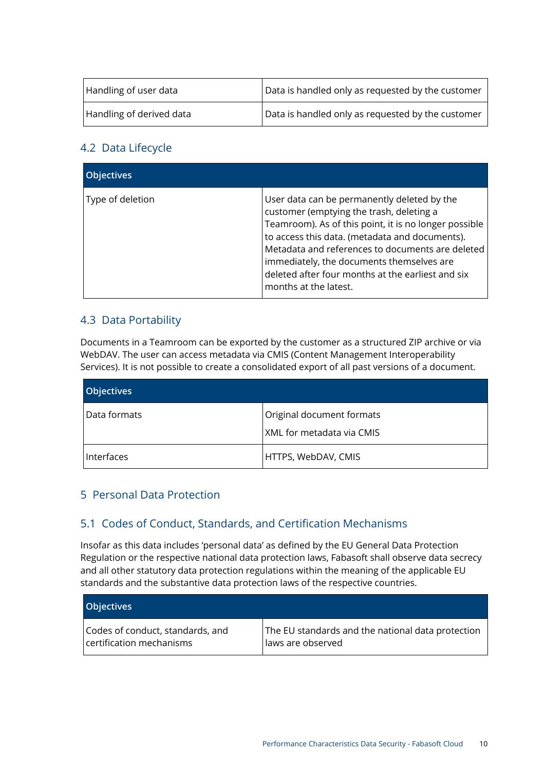| | |
|---|---|
| Handling of user data | Data is handled only as requested by the customer |
| Handling of derived data | Data is handled only as requested by the customer |

## 4.2 Data Lifecycle

| Objectives | |
|---|---|
| Type of deletion | User data can be permanently deleted by the customer (emptying the trash, deleting a Teamroom). As of this point, it is no longer possible to access this data. (metadata and documents). Metadata and references to documents are deleted immediately, the documents themselves are deleted after four months at the earliest and six months at the latest. |

## 4.3 Data Portability

Documents in a Teamroom can be exported by the customer as a structured ZIP archive or via WebDAV. The user can access metadata via CMIS (Content Management Interoperability Services). It is not possible to create a consolidated export of all past versions of a document.

| Objectives | |
|---|---|
| Data formats | Original document formats<br>XML for metadata via CMIS |
| Interfaces | HTTPS, WebDAV, CMIS |

# 5 Personal Data Protection

## 5.1 Codes of Conduct, Standards, and Certification Mechanisms

Insofar as this data includes 'personal data' as defined by the EU General Data Protection Regulation or the respective national data protection laws, Fabasoft shall observe data secrecy and all other statutory data protection regulations within the meaning of the applicable EU standards and the substantive data protection laws of the respective countries.

| Objectives | |
|---|---|
| Codes of conduct, standards, and certification mechanisms | The EU standards and the national data protection laws are observed |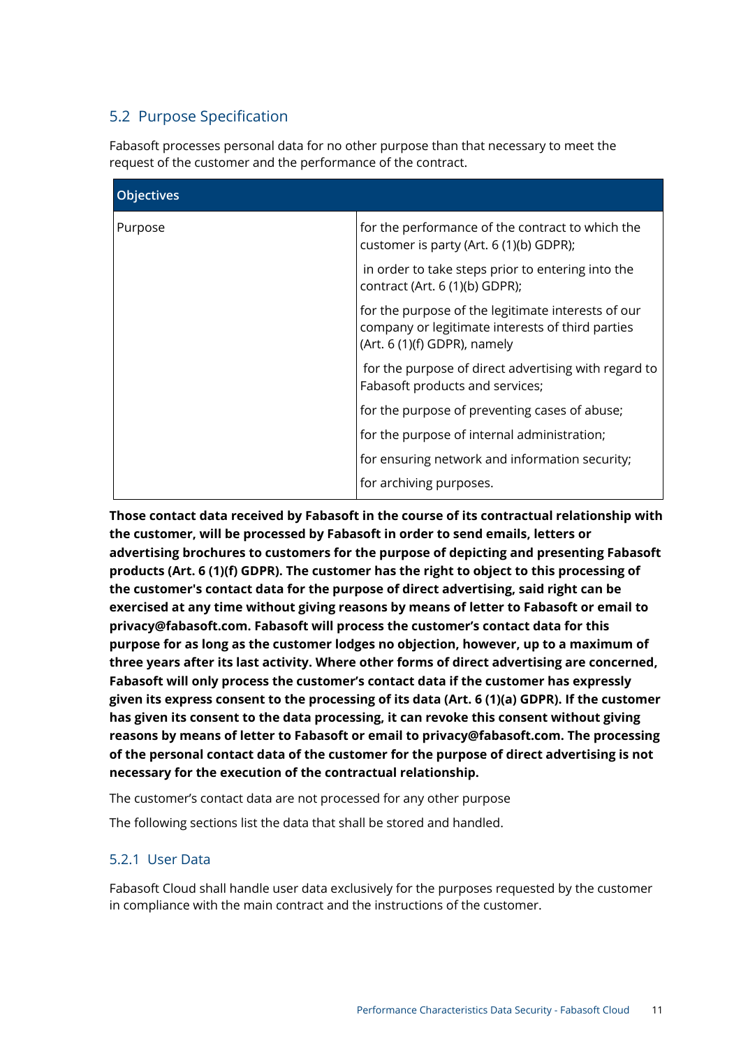## 5.2 Purpose Specification

Fabasoft processes personal data for no other purpose than that necessary to meet the request of the customer and the performance of the contract.

| Objectives | |
|---|---|
| Purpose | for the performance of the contract to which the customer is party (Art. 6 (1)(b) GDPR); |
| | in order to take steps prior to entering into the contract (Art. 6 (1)(b) GDPR); |
| | for the purpose of the legitimate interests of our company or legitimate interests of third parties (Art. 6 (1)(f) GDPR), namely |
| | for the purpose of direct advertising with regard to Fabasoft products and services; |
| | for the purpose of preventing cases of abuse; |
| | for the purpose of internal administration; |
| | for ensuring network and information security; |
| | for archiving purposes. |

**Those contact data received by Fabasoft in the course of its contractual relationship with the customer, will be processed by Fabasoft in order to send emails, letters or advertising brochures to customers for the purpose of depicting and presenting Fabasoft products (Art. 6 (1)(f) GDPR). The customer has the right to object to this processing of the customer's contact data for the purpose of direct advertising, said right can be exercised at any time without giving reasons by means of letter to Fabasoft or email to privacy@fabasoft.com. Fabasoft will process the customer's contact data for this purpose for as long as the customer lodges no objection, however, up to a maximum of three years after its last activity. Where other forms of direct advertising are concerned, Fabasoft will only process the customer's contact data if the customer has expressly given its express consent to the processing of its data (Art. 6 (1)(a) GDPR). If the customer has given its consent to the data processing, it can revoke this consent without giving reasons by means of letter to Fabasoft or email to privacy@fabasoft.com. The processing of the personal contact data of the customer for the purpose of direct advertising is not necessary for the execution of the contractual relationship.**

The customer's contact data are not processed for any other purpose

The following sections list the data that shall be stored and handled.

### 5.2.1 User Data

Fabasoft Cloud shall handle user data exclusively for the purposes requested by the customer in compliance with the main contract and the instructions of the customer.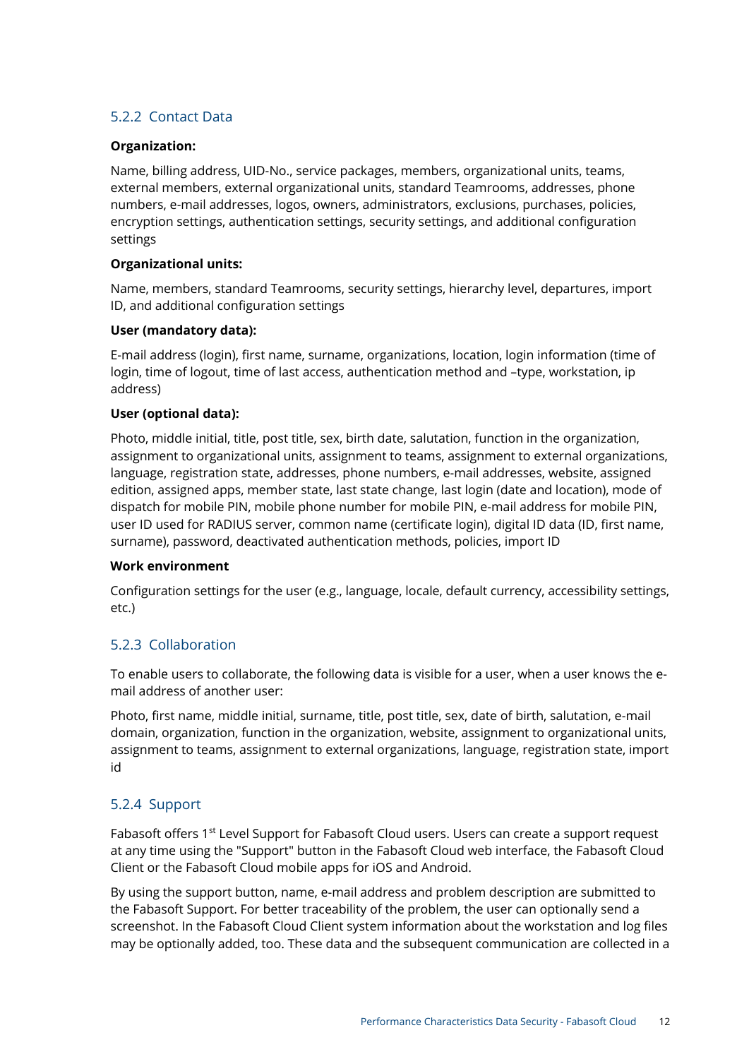### 5.2.2 Contact Data

**Organization:**

Name, billing address, UID-No., service packages, members, organizational units, teams, external members, external organizational units, standard Teamrooms, addresses, phone numbers, e-mail addresses, logos, owners, administrators, exclusions, purchases, policies, encryption settings, authentication settings, security settings, and additional configuration settings

**Organizational units:**

Name, members, standard Teamrooms, security settings, hierarchy level, departures, import ID, and additional configuration settings

**User (mandatory data):**

E-mail address (login), first name, surname, organizations, location, login information (time of login, time of logout, time of last access, authentication method and –type, workstation, ip address)

**User (optional data):**

Photo, middle initial, title, post title, sex, birth date, salutation, function in the organization, assignment to organizational units, assignment to teams, assignment to external organizations, language, registration state, addresses, phone numbers, e-mail addresses, website, assigned edition, assigned apps, member state, last state change, last login (date and location), mode of dispatch for mobile PIN, mobile phone number for mobile PIN, e-mail address for mobile PIN, user ID used for RADIUS server, common name (certificate login), digital ID data (ID, first name, surname), password, deactivated authentication methods, policies, import ID

**Work environment**

Configuration settings for the user (e.g., language, locale, default currency, accessibility settings, etc.)

### 5.2.3 Collaboration

To enable users to collaborate, the following data is visible for a user, when a user knows the e-mail address of another user:

Photo, first name, middle initial, surname, title, post title, sex, date of birth, salutation, e-mail domain, organization, function in the organization, website, assignment to organizational units, assignment to teams, assignment to external organizations, language, registration state, import id

### 5.2.4 Support

Fabasoft offers 1st Level Support for Fabasoft Cloud users. Users can create a support request at any time using the "Support" button in the Fabasoft Cloud web interface, the Fabasoft Cloud Client or the Fabasoft Cloud mobile apps for iOS and Android.

By using the support button, name, e-mail address and problem description are submitted to the Fabasoft Support. For better traceability of the problem, the user can optionally send a screenshot. In the Fabasoft Cloud Client system information about the workstation and log files may be optionally added, too. These data and the subsequent communication are collected in a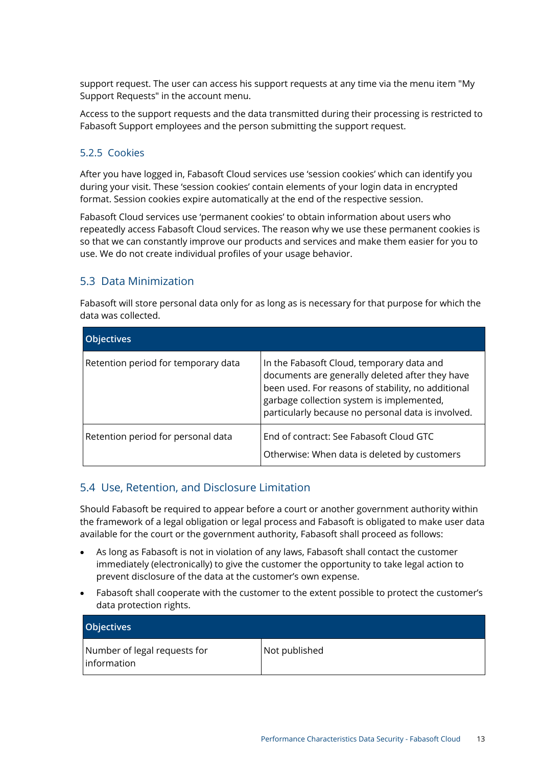support request. The user can access his support requests at any time via the menu item "My Support Requests" in the account menu.

Access to the support requests and the data transmitted during their processing is restricted to Fabasoft Support employees and the person submitting the support request.

#### 5.2.5 Cookies

After you have logged in, Fabasoft Cloud services use 'session cookies' which can identify you during your visit. These 'session cookies' contain elements of your login data in encrypted format. Session cookies expire automatically at the end of the respective session.

Fabasoft Cloud services use 'permanent cookies' to obtain information about users who repeatedly access Fabasoft Cloud services. The reason why we use these permanent cookies is so that we can constantly improve our products and services and make them easier for you to use. We do not create individual profiles of your usage behavior.

### 5.3 Data Minimization

Fabasoft will store personal data only for as long as is necessary for that purpose for which the data was collected.

| Objectives | |
|---|---|
| Retention period for temporary data | In the Fabasoft Cloud, temporary data and documents are generally deleted after they have been used. For reasons of stability, no additional garbage collection system is implemented, particularly because no personal data is involved. |
| Retention period for personal data | End of contract: See Fabasoft Cloud GTC<br>Otherwise: When data is deleted by customers |

### 5.4 Use, Retention, and Disclosure Limitation

Should Fabasoft be required to appear before a court or another government authority within the framework of a legal obligation or legal process and Fabasoft is obligated to make user data available for the court or the government authority, Fabasoft shall proceed as follows:

- As long as Fabasoft is not in violation of any laws, Fabasoft shall contact the customer immediately (electronically) to give the customer the opportunity to take legal action to prevent disclosure of the data at the customer's own expense.
- Fabasoft shall cooperate with the customer to the extent possible to protect the customer's data protection rights.

| Objectives | |
|---|---|
| Number of legal requests for information | Not published |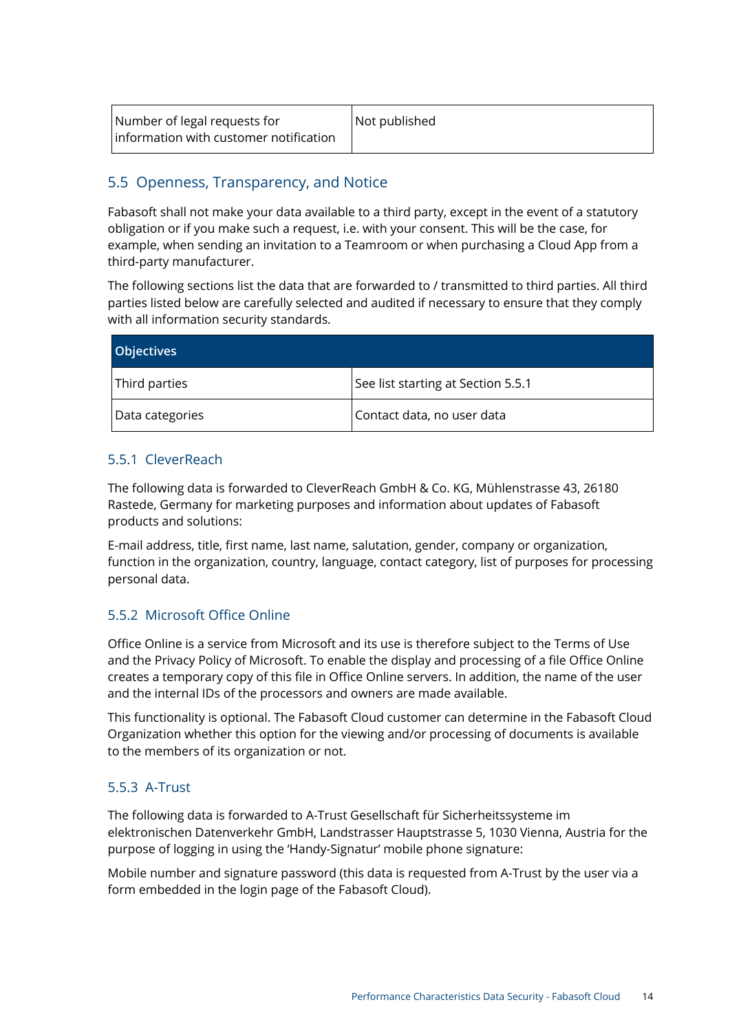| Number of legal requests for information with customer notification | Not published |
|---|---|

## 5.5 Openness, Transparency, and Notice

Fabasoft shall not make your data available to a third party, except in the event of a statutory obligation or if you make such a request, i.e. with your consent. This will be the case, for example, when sending an invitation to a Teamroom or when purchasing a Cloud App from a third-party manufacturer.

The following sections list the data that are forwarded to / transmitted to third parties. All third parties listed below are carefully selected and audited if necessary to ensure that they comply with all information security standards.

| Objectives | |
|---|---|
| Third parties | See list starting at Section 5.5.1 |
| Data categories | Contact data, no user data |

### 5.5.1 CleverReach

The following data is forwarded to CleverReach GmbH & Co. KG, Mühlenstrasse 43, 26180 Rastede, Germany for marketing purposes and information about updates of Fabasoft products and solutions:

E-mail address, title, first name, last name, salutation, gender, company or organization, function in the organization, country, language, contact category, list of purposes for processing personal data.

### 5.5.2 Microsoft Office Online

Office Online is a service from Microsoft and its use is therefore subject to the Terms of Use and the Privacy Policy of Microsoft. To enable the display and processing of a file Office Online creates a temporary copy of this file in Office Online servers. In addition, the name of the user and the internal IDs of the processors and owners are made available.

This functionality is optional. The Fabasoft Cloud customer can determine in the Fabasoft Cloud Organization whether this option for the viewing and/or processing of documents is available to the members of its organization or not.

### 5.5.3 A-Trust

The following data is forwarded to A-Trust Gesellschaft für Sicherheitssysteme im elektronischen Datenverkehr GmbH, Landstrasser Hauptstrasse 5, 1030 Vienna, Austria for the purpose of logging in using the 'Handy-Signatur' mobile phone signature:

Mobile number and signature password (this data is requested from A-Trust by the user via a form embedded in the login page of the Fabasoft Cloud).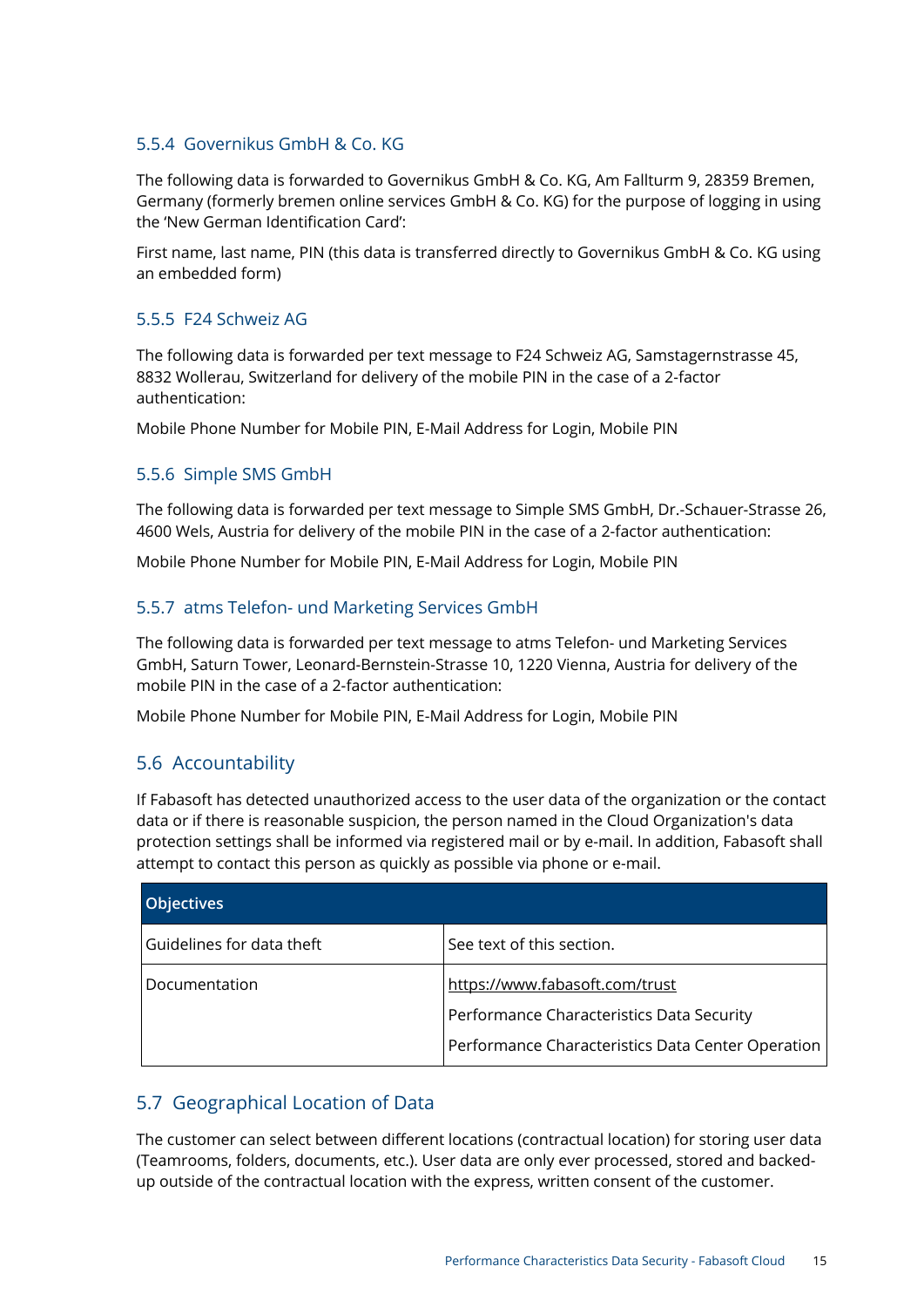### 5.5.4 Governikus GmbH & Co. KG

The following data is forwarded to Governikus GmbH & Co. KG, Am Fallturm 9, 28359 Bremen, Germany (formerly bremen online services GmbH & Co. KG) for the purpose of logging in using the 'New German Identification Card':

First name, last name, PIN (this data is transferred directly to Governikus GmbH & Co. KG using an embedded form)

### 5.5.5 F24 Schweiz AG

The following data is forwarded per text message to F24 Schweiz AG, Samstagernstrasse 45, 8832 Wollerau, Switzerland for delivery of the mobile PIN in the case of a 2-factor authentication:

Mobile Phone Number for Mobile PIN, E-Mail Address for Login, Mobile PIN

### 5.5.6 Simple SMS GmbH

The following data is forwarded per text message to Simple SMS GmbH, Dr.-Schauer-Strasse 26, 4600 Wels, Austria for delivery of the mobile PIN in the case of a 2-factor authentication:

Mobile Phone Number for Mobile PIN, E-Mail Address for Login, Mobile PIN

### 5.5.7 atms Telefon- und Marketing Services GmbH

The following data is forwarded per text message to atms Telefon- und Marketing Services GmbH, Saturn Tower, Leonard-Bernstein-Strasse 10, 1220 Vienna, Austria for delivery of the mobile PIN in the case of a 2-factor authentication:

Mobile Phone Number for Mobile PIN, E-Mail Address for Login, Mobile PIN

## 5.6 Accountability

If Fabasoft has detected unauthorized access to the user data of the organization or the contact data or if there is reasonable suspicion, the person named in the Cloud Organization's data protection settings shall be informed via registered mail or by e-mail. In addition, Fabasoft shall attempt to contact this person as quickly as possible via phone or e-mail.

| Objectives | |
|---|---|
| Guidelines for data theft | See text of this section. |
| Documentation | https://www.fabasoft.com/trust<br>Performance Characteristics Data Security<br>Performance Characteristics Data Center Operation |

## 5.7 Geographical Location of Data

The customer can select between different locations (contractual location) for storing user data (Teamrooms, folders, documents, etc.). User data are only ever processed, stored and backed-up outside of the contractual location with the express, written consent of the customer.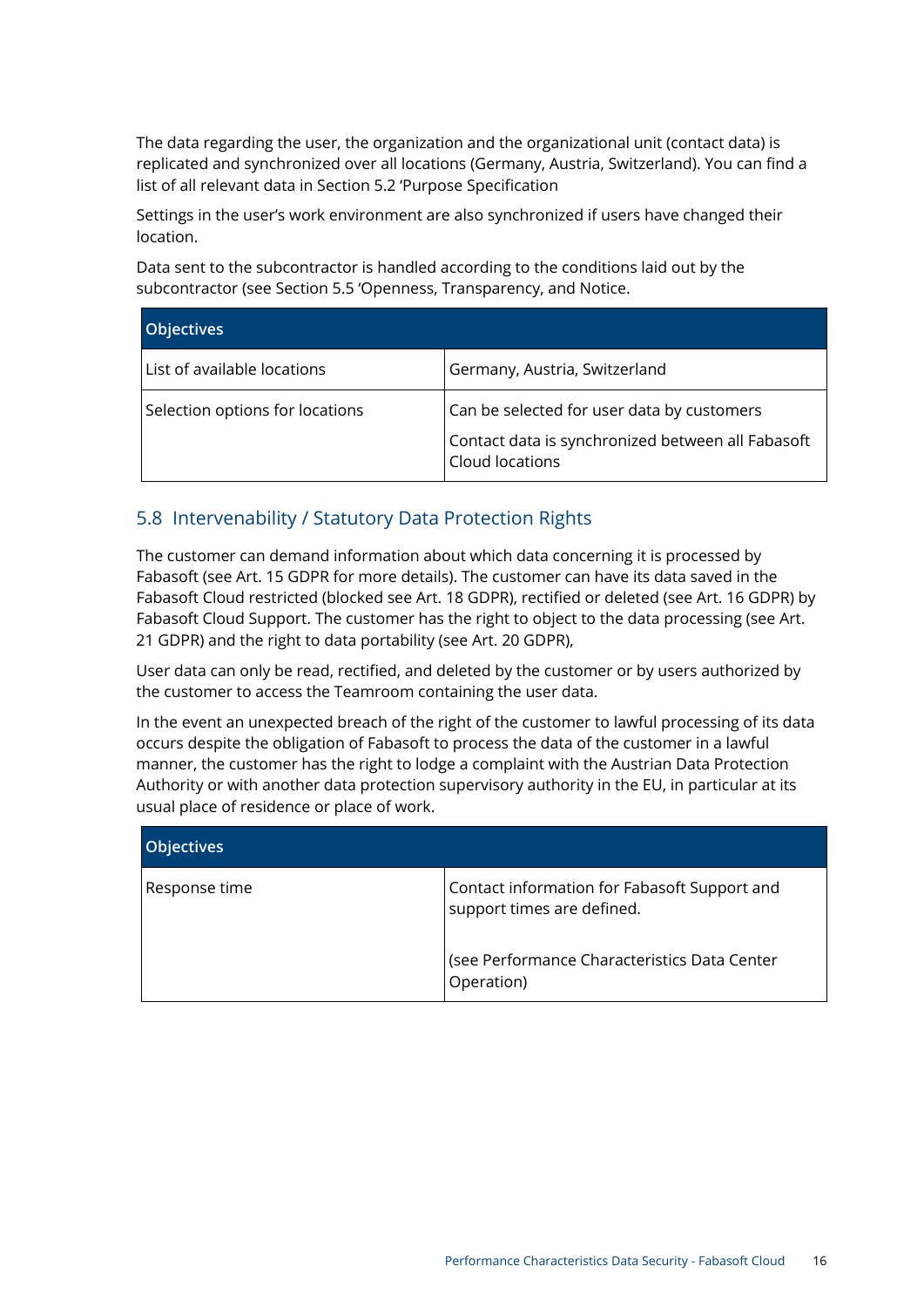The data regarding the user, the organization and the organizational unit (contact data) is replicated and synchronized over all locations (Germany, Austria, Switzerland). You can find a list of all relevant data in Section 5.2 'Purpose Specification

Settings in the user's work environment are also synchronized if users have changed their location.

Data sent to the subcontractor is handled according to the conditions laid out by the subcontractor (see Section 5.5 'Openness, Transparency, and Notice.

| Objectives | |
|---|---|
| List of available locations | Germany, Austria, Switzerland |
| Selection options for locations | Can be selected for user data by customers<br>Contact data is synchronized between all Fabasoft Cloud locations |

## 5.8 Intervenability / Statutory Data Protection Rights

The customer can demand information about which data concerning it is processed by Fabasoft (see Art. 15 GDPR for more details). The customer can have its data saved in the Fabasoft Cloud restricted (blocked see Art. 18 GDPR), rectified or deleted (see Art. 16 GDPR) by Fabasoft Cloud Support. The customer has the right to object to the data processing (see Art. 21 GDPR) and the right to data portability (see Art. 20 GDPR),

User data can only be read, rectified, and deleted by the customer or by users authorized by the customer to access the Teamroom containing the user data.

In the event an unexpected breach of the right of the customer to lawful processing of its data occurs despite the obligation of Fabasoft to process the data of the customer in a lawful manner, the customer has the right to lodge a complaint with the Austrian Data Protection Authority or with another data protection supervisory authority in the EU, in particular at its usual place of residence or place of work.

| Objectives | |
|---|---|
| Response time | Contact information for Fabasoft Support and support times are defined.<br><br>(see Performance Characteristics Data Center Operation) |